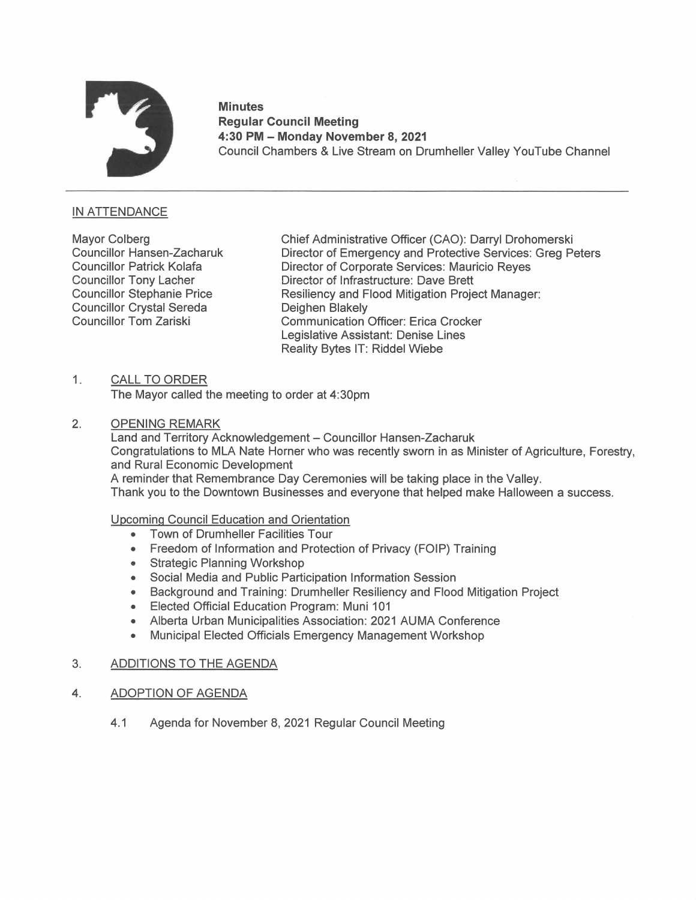**Minutes**
**Regular Council Meeting**
**4:30 PM – Monday November 8, 2021**
Council Chambers & Live Stream on Drumheller Valley YouTube Channel

---

## IN ATTENDANCE

Mayor Colberg
Councillor Hansen-Zacharuk
Councillor Patrick Kolafa
Councillor Tony Lacher
Councillor Stephanie Price
Councillor Crystal Sereda
Councillor Tom Zariski

Chief Administrative Officer (CAO): Darryl Drohomerski
Director of Emergency and Protective Services: Greg Peters
Director of Corporate Services: Mauricio Reyes
Director of Infrastructure: Dave Brett
Resiliency and Flood Mitigation Project Manager: Deighen Blakely
Communication Officer: Erica Crocker
Legislative Assistant: Denise Lines
Reality Bytes IT: Riddel Wiebe

1. CALL TO ORDER

   The Mayor called the meeting to order at 4:30pm

2. OPENING REMARK

   Land and Territory Acknowledgement – Councillor Hansen-Zacharuk
   Congratulations to MLA Nate Horner who was recently sworn in as Minister of Agriculture, Forestry, and Rural Economic Development
   A reminder that Remembrance Day Ceremonies will be taking place in the Valley.
   Thank you to the Downtown Businesses and everyone that helped make Halloween a success.

   Upcoming Council Education and Orientation

   - Town of Drumheller Facilities Tour
   - Freedom of Information and Protection of Privacy (FOIP) Training
   - Strategic Planning Workshop
   - Social Media and Public Participation Information Session
   - Background and Training: Drumheller Resiliency and Flood Mitigation Project
   - Elected Official Education Program: Muni 101
   - Alberta Urban Municipalities Association: 2021 AUMA Conference
   - Municipal Elected Officials Emergency Management Workshop

3. ADDITIONS TO THE AGENDA

4. ADOPTION OF AGENDA

   4.1 Agenda for November 8, 2021 Regular Council Meeting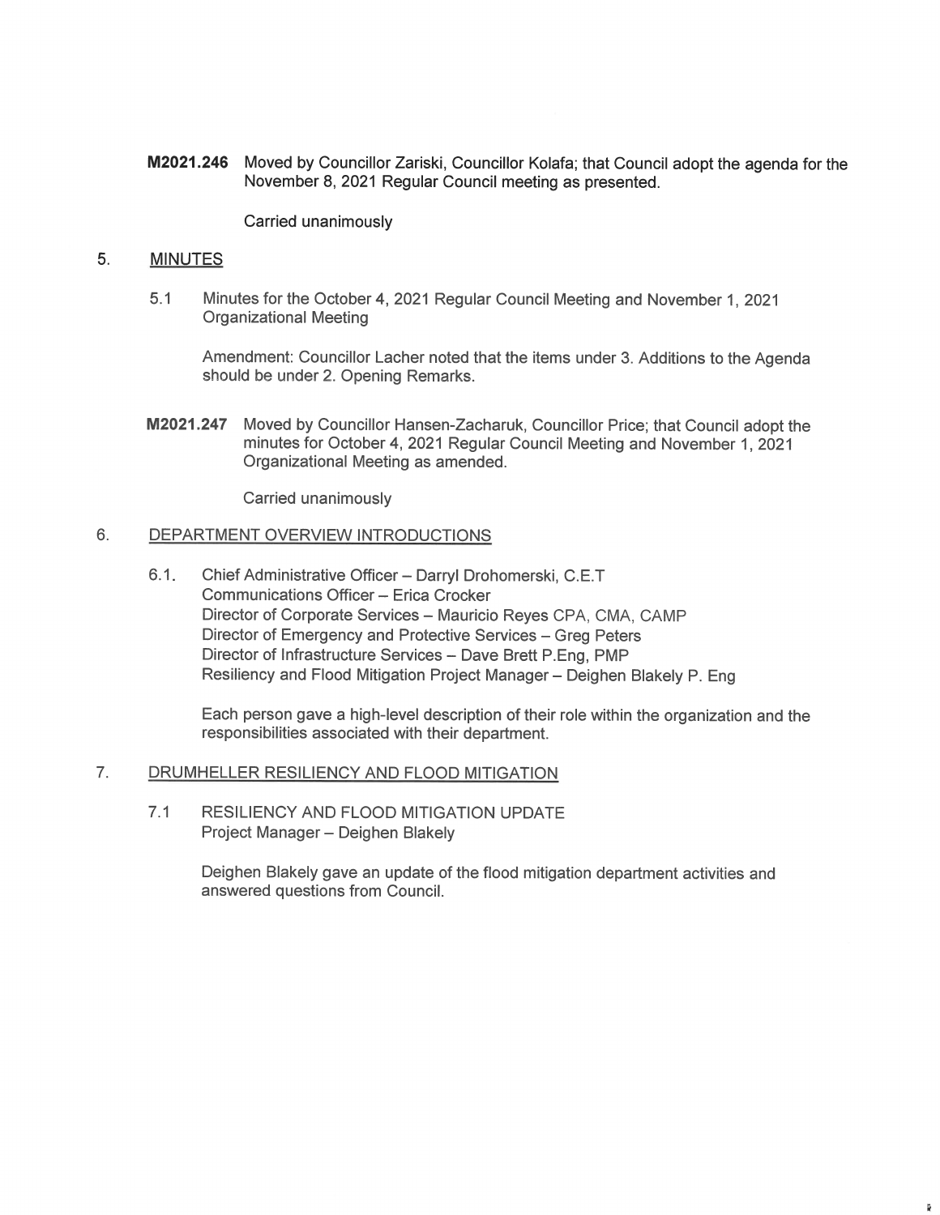**M2021.246** Moved by Councillor Zariski, Councillor Kolafa; that Council adopt the agenda for the November 8, 2021 Regular Council meeting as presented.

Carried unanimously

## 5. MINUTES

5.1 Minutes for the October 4, 2021 Regular Council Meeting and November 1, 2021 Organizational Meeting

Amendment: Councillor Lacher noted that the items under 3. Additions to the Agenda should be under 2. Opening Remarks.

**M2021.247** Moved by Councillor Hansen-Zacharuk, Councillor Price; that Council adopt the minutes for October 4, 2021 Regular Council Meeting and November 1, 2021 Organizational Meeting as amended.

Carried unanimously

## 6. DEPARTMENT OVERVIEW INTRODUCTIONS

6.1. Chief Administrative Officer – Darryl Drohomerski, C.E.T
Communications Officer – Erica Crocker
Director of Corporate Services – Mauricio Reyes CPA, CMA, CAMP
Director of Emergency and Protective Services – Greg Peters
Director of Infrastructure Services – Dave Brett P.Eng, PMP
Resiliency and Flood Mitigation Project Manager – Deighen Blakely P. Eng

Each person gave a high-level description of their role within the organization and the responsibilities associated with their department.

## 7. DRUMHELLER RESILIENCY AND FLOOD MITIGATION

7.1 RESILIENCY AND FLOOD MITIGATION UPDATE
Project Manager – Deighen Blakely

Deighen Blakely gave an update of the flood mitigation department activities and answered questions from Council.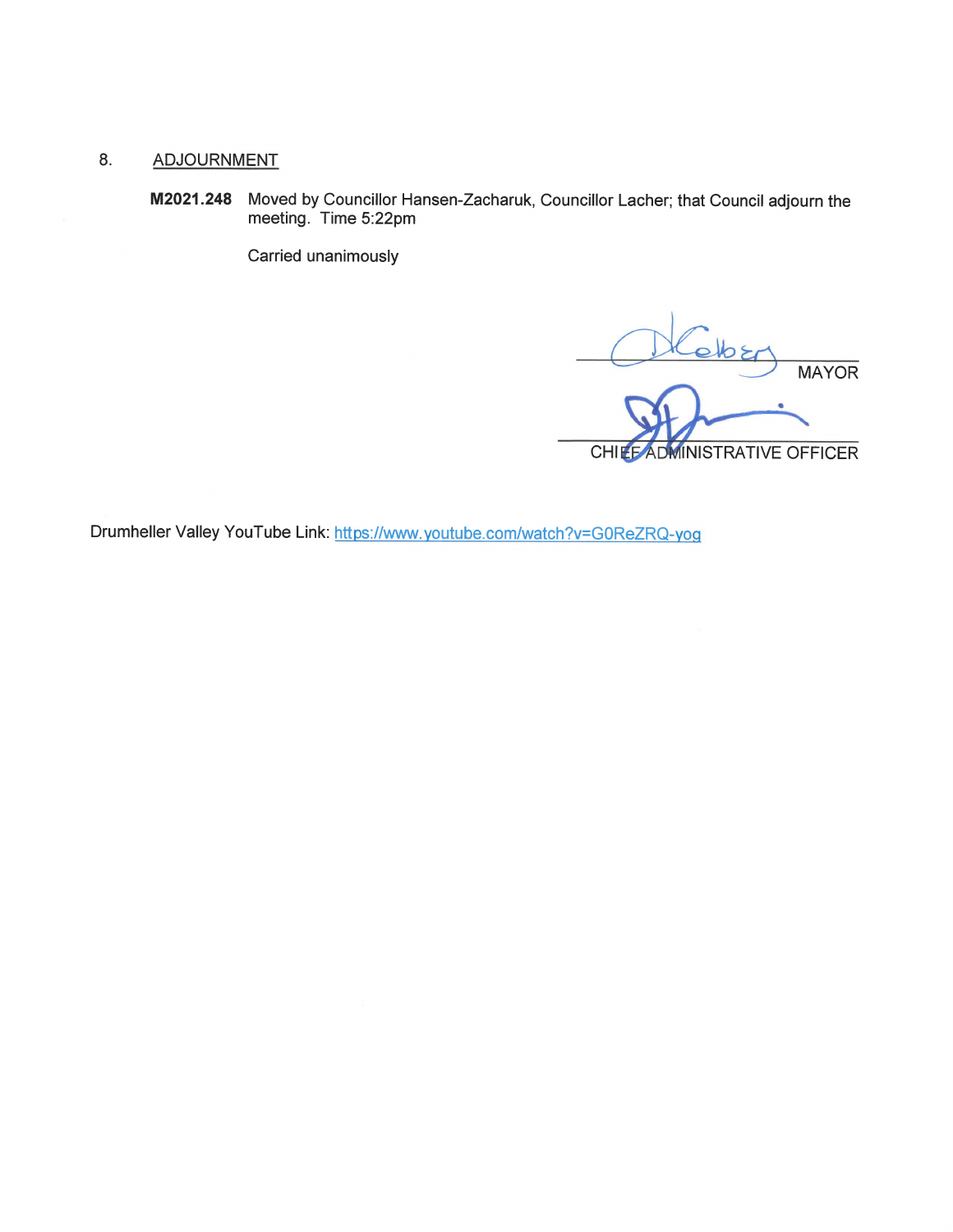## 8. ADJOURNMENT

**M2021.248** Moved by Councillor Hansen-Zacharuk, Councillor Lacher; that Council adjourn the meeting. Time 5:22pm

Carried unanimously

MAYOR

CHIEF ADMINISTRATIVE OFFICER

Drumheller Valley YouTube Link: https://www.youtube.com/watch?v=G0ReZRQ-yog